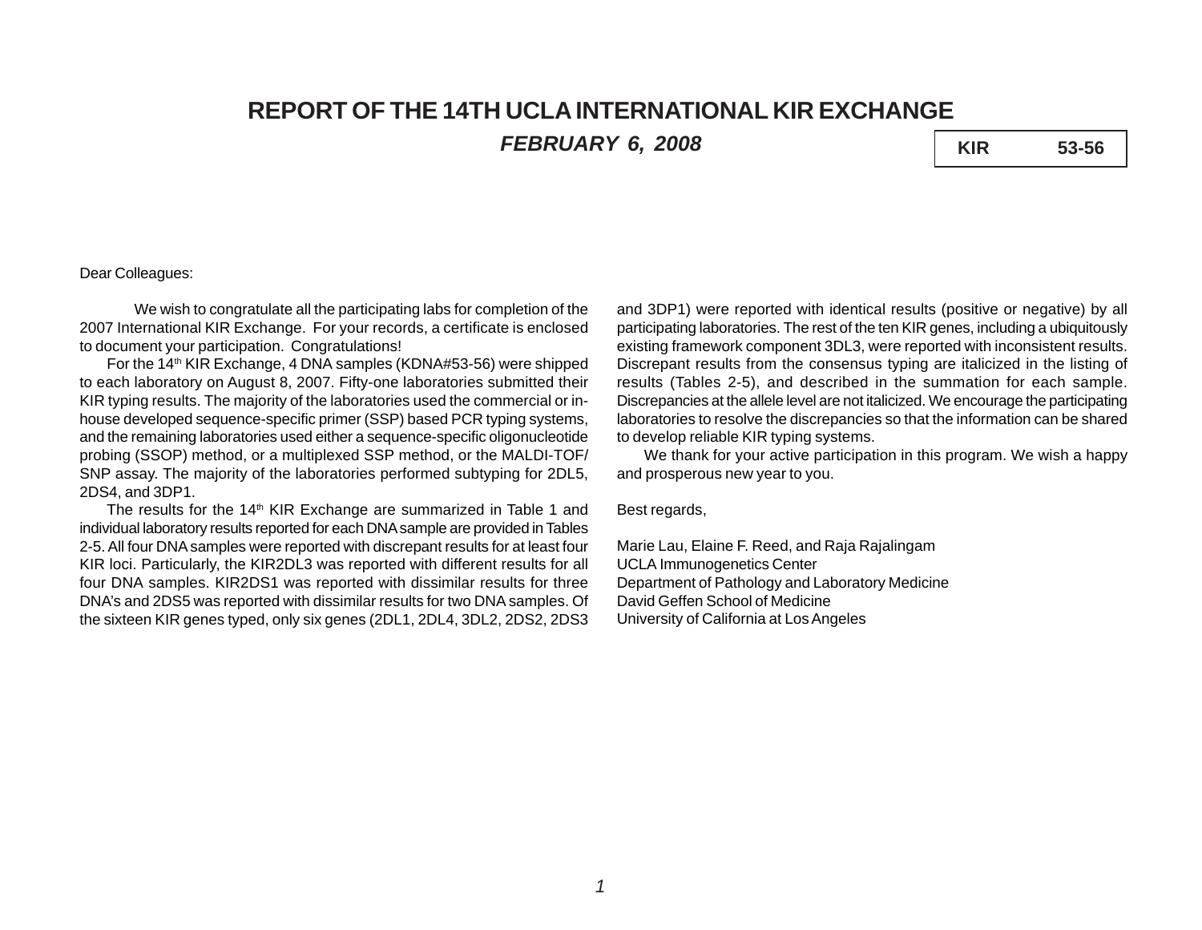# REPORT OF THE 14TH UCLA INTERNATIONAL KIR EXCHANGE

***FEBRUARY 6, 2008***

| KIR | 53-56 |
|---|---|

Dear Colleagues:

We wish to congratulate all the participating labs for completion of the 2007 International KIR Exchange. For your records, a certificate is enclosed to document your participation. Congratulations!

For the 14th KIR Exchange, 4 DNA samples (KDNA#53-56) were shipped to each laboratory on August 8, 2007. Fifty-one laboratories submitted their KIR typing results. The majority of the laboratories used the commercial or in-house developed sequence-specific primer (SSP) based PCR typing systems, and the remaining laboratories used either a sequence-specific oligonucleotide probing (SSOP) method, or a multiplexed SSP method, or the MALDI-TOF/SNP assay. The majority of the laboratories performed subtyping for 2DL5, 2DS4, and 3DP1.

The results for the 14th KIR Exchange are summarized in Table 1 and individual laboratory results reported for each DNA sample are provided in Tables 2-5. All four DNA samples were reported with discrepant results for at least four KIR loci. Particularly, the KIR2DL3 was reported with different results for all four DNA samples. KIR2DS1 was reported with dissimilar results for three DNA's and 2DS5 was reported with dissimilar results for two DNA samples. Of the sixteen KIR genes typed, only six genes (2DL1, 2DL4, 3DL2, 2DS2, 2DS3 and 3DP1) were reported with identical results (positive or negative) by all participating laboratories. The rest of the ten KIR genes, including a ubiquitously existing framework component 3DL3, were reported with inconsistent results. Discrepant results from the consensus typing are italicized in the listing of results (Tables 2-5), and described in the summation for each sample. Discrepancies at the allele level are not italicized. We encourage the participating laboratories to resolve the discrepancies so that the information can be shared to develop reliable KIR typing systems.

We thank for your active participation in this program. We wish a happy and prosperous new year to you.

Best regards,

Marie Lau, Elaine F. Reed, and Raja Rajalingam
UCLA Immunogenetics Center
Department of Pathology and Laboratory Medicine
David Geffen School of Medicine
University of California at Los Angeles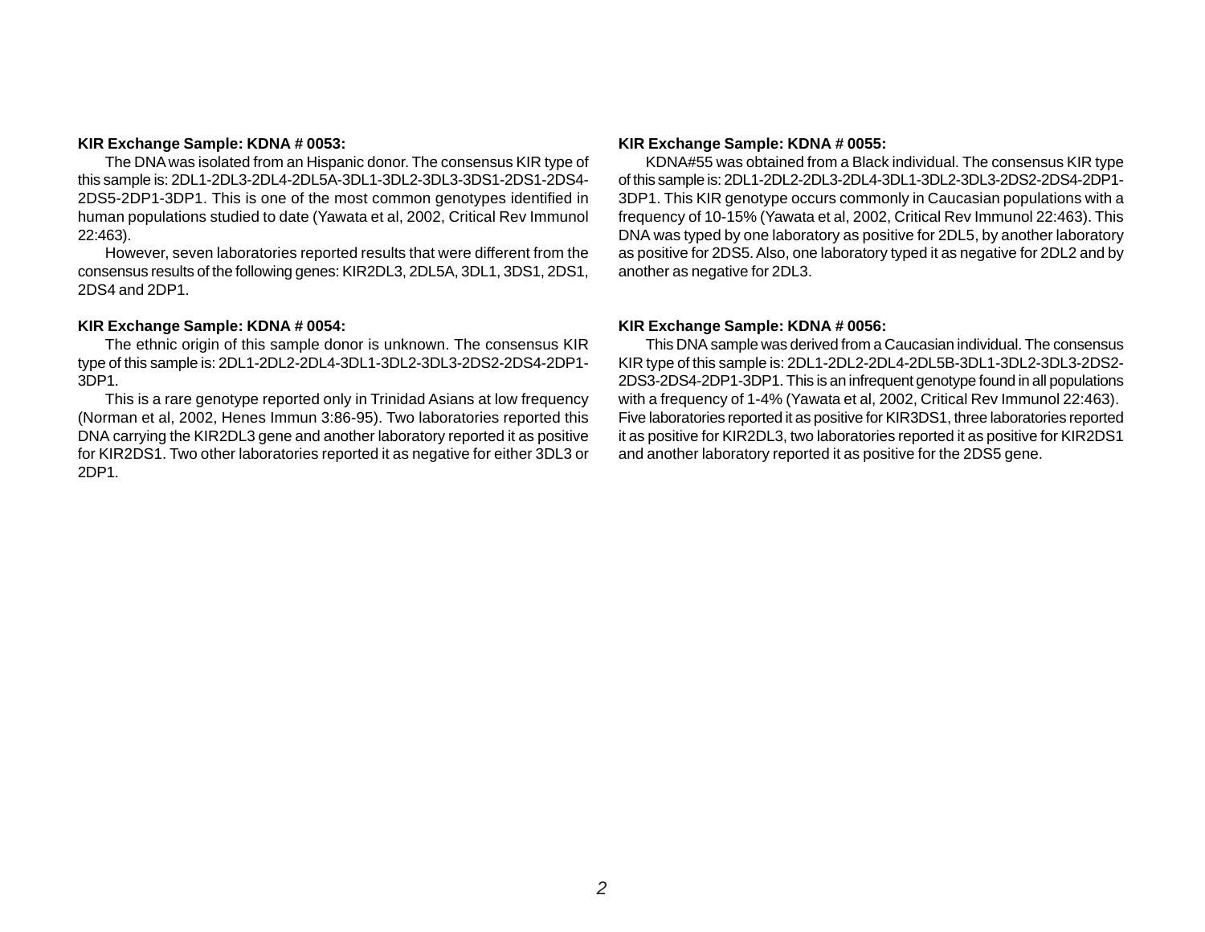**KIR Exchange Sample: KDNA # 0053:**

The DNA was isolated from an Hispanic donor. The consensus KIR type of this sample is: 2DL1-2DL3-2DL4-2DL5A-3DL1-3DL2-3DL3-3DS1-2DS1-2DS4-2DS5-2DP1-3DP1. This is one of the most common genotypes identified in human populations studied to date (Yawata et al, 2002, Critical Rev Immunol 22:463).

However, seven laboratories reported results that were different from the consensus results of the following genes: KIR2DL3, 2DL5A, 3DL1, 3DS1, 2DS1, 2DS4 and 2DP1.

**KIR Exchange Sample: KDNA # 0054:**

The ethnic origin of this sample donor is unknown. The consensus KIR type of this sample is: 2DL1-2DL2-2DL4-3DL1-3DL2-3DL3-2DS2-2DS4-2DP1-3DP1.

This is a rare genotype reported only in Trinidad Asians at low frequency (Norman et al, 2002, Henes Immun 3:86-95). Two laboratories reported this DNA carrying the KIR2DL3 gene and another laboratory reported it as positive for KIR2DS1. Two other laboratories reported it as negative for either 3DL3 or 2DP1.

**KIR Exchange Sample: KDNA # 0055:**

KDNA#55 was obtained from a Black individual. The consensus KIR type of this sample is: 2DL1-2DL2-2DL3-2DL4-3DL1-3DL2-3DL3-2DS2-2DS4-2DP1-3DP1. This KIR genotype occurs commonly in Caucasian populations with a frequency of 10-15% (Yawata et al, 2002, Critical Rev Immunol 22:463). This DNA was typed by one laboratory as positive for 2DL5, by another laboratory as positive for 2DS5. Also, one laboratory typed it as negative for 2DL2 and by another as negative for 2DL3.

**KIR Exchange Sample: KDNA # 0056:**

This DNA sample was derived from a Caucasian individual. The consensus KIR type of this sample is: 2DL1-2DL2-2DL4-2DL5B-3DL1-3DL2-3DL3-2DS2-2DS3-2DS4-2DP1-3DP1. This is an infrequent genotype found in all populations with a frequency of 1-4% (Yawata et al, 2002, Critical Rev Immunol 22:463). Five laboratories reported it as positive for KIR3DS1, three laboratories reported it as positive for KIR2DL3, two laboratories reported it as positive for KIR2DS1 and another laboratory reported it as positive for the 2DS5 gene.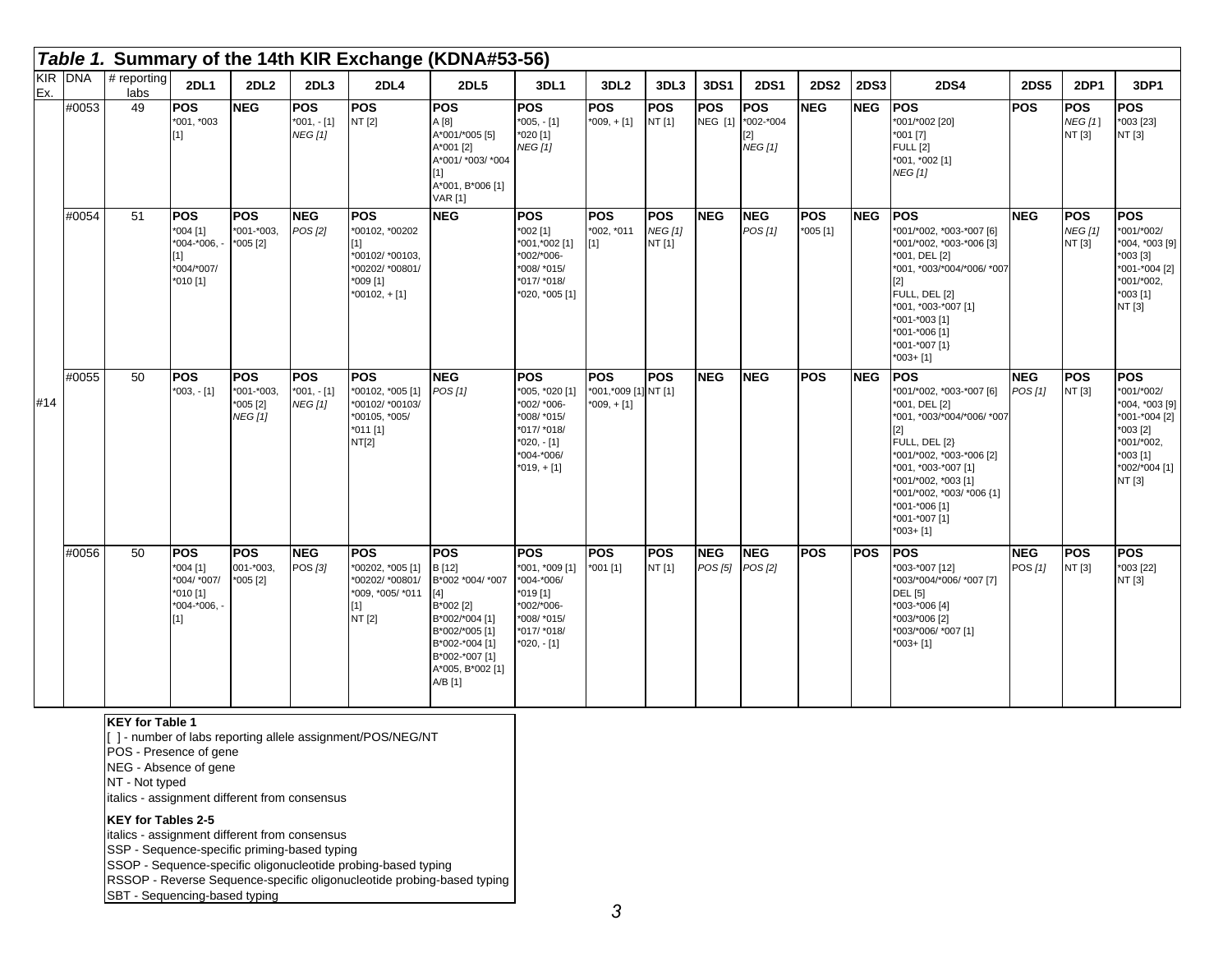*Table 1.* **Summary of the 14th KIR Exchange (KDNA#53-56)**

| KIR Ex. | DNA | # reporting labs | 2DL1 | 2DL2 | 2DL3 | 2DL4 | 2DL5 | 3DL1 | 3DL2 | 3DL3 | 3DS1 | 2DS1 | 2DS2 | 2DS3 | 2DS4 | 2DS5 | 2DP1 | 3DP1 |
|---|---|---|---|---|---|---|---|---|---|---|---|---|---|---|---|---|---|---|
| #14 | #0053 | 49 | **POS** *001, *003 [1] | **NEG** | **POS** *001, - [1] *NEG [1]* | **POS** NT [2] | **POS** A [8] A*001/*005 [5] A*001 [2] A*001/ *003/ *004 [1] A*001, B*006 [1] VAR [1] | **POS** *005, - [1] *020 [1] *NEG [1]* | **POS** *009, + [1] | **POS** NT [1] | **POS** NEG [1] | **POS** *002-*004 [2] *NEG [1]* | **NEG** | **NEG** | **POS** *001/*002 [20] *001 [7] FULL [2] *001, *002 [1] *NEG [1]* | **POS** | **POS** *NEG [1]* NT [3] | **POS** *003 [23] NT [3] |
| | #0054 | 51 | **POS** *004 [1] *004-*006, - [1] *004/*007/ *010 [1] | **POS** *001-*003, *005 [2] | **NEG** *POS [2]* | **POS** *00102, *00202 [1] *00102/ *00103, *00202/ *00801/ *009 [1] *00102, + [1] | **NEG** | **POS** *002 [1] *001,*002 [1] *002/*006- *008/ *015/ *017/ *018/ *020, *005 [1] | **POS** *002, *011 [1] | **POS** *NEG [1]* NT [1] | **NEG** | **NEG** *POS [1]* | **POS** *005 [1] | **NEG** | **POS** *001/*002, *003-*007 [6] *001/*002, *003-*006 [3] *001, DEL [2] *001, *003/*004/*006/ *007 [2] FULL, DEL [2] *001, *003-*007 [1] *001-*003 [1] *001-*006 [1] *001-*007 [1} *003+ [1] | **NEG** | **POS** *NEG [1]* NT [3] | **POS** *001/*002/ *004, *003 [9] *003 [3] *001-*004 [2] *001/*002, *003 [1] NT [3] |
| | #0055 | 50 | **POS** *003, - [1] | **POS** *001-*003, *005 [2] *NEG [1]* | **POS** *001, - [1] *NEG [1]* | **POS** *00102, *005 [1] *00102/ *00103/ *00105, *005/ *011 [1] NT[2] | **NEG** *POS [1]* | **POS** *005, *020 [1] *002/ *006- *008/ *015/ *017/ *018/ *020, - [1] *004-*006/ *019, + [1] | **POS** *001,*009 [1] *009, + [1] | **POS** NT [1] | **NEG** | **NEG** | **POS** | **NEG** | **POS** *001/*002, *003-*007 [6] *001, DEL [2] *001, *003/*004/*006/ *007 [2] FULL, DEL [2} *001/*002, *003-*006 [2] *001, *003-*007 [1] *001/*002, *003 [1] *001/*002, *003/ *006 {1] *001-*006 [1] *001-*007 [1] *003+ [1] | **NEG** *POS [1]* | **POS** NT [3] | **POS** *001/*002/ *004, *003 [9] *001-*004 [2] *003 [2] *001/*002, *003 [1] *002/*004 [1] NT [3] |
| | #0056 | 50 | **POS** *004 [1] *004/ *007/ *010 [1] *004-*006, - [1] | **POS** 001-*003, *005 [2] | **NEG** POS *[3]* | **POS** *00202, *005 [1] *00202/ *00801/ *009, *005/ *011 [1] NT [2] | **POS** B [12] B*002 *004/ *007 [4] B*002 [2] B*002/*004 [1] B*002/*005 [1] B*002-*004 [1] B*002-*007 [1] A*005, B*002 [1] A/B [1] | **POS** *001, *009 [1] *004-*006/ *019 [1] *002/*006- *008/ *015/ *017/ *018/ *020, - [1] | **POS** *001 [1] | **POS** NT [1] | **NEG** *POS [5]* | **NEG** *POS [2]* | **POS** | **POS** | **POS** *003-*007 [12] *003/*004/*006/ *007 [7] DEL [5] *003-*006 [4] *003/*006 [2] *003/*006/ *007 [1] *003+ [1] | **NEG** POS *[1]* | **POS** NT [3] | **POS** *003 [22] NT [3] |

**KEY for Table 1**
[ ] - number of labs reporting allele assignment/POS/NEG/NT
POS - Presence of gene
NEG - Absence of gene
NT - Not typed
italics - assignment different from consensus

**KEY for Tables 2-5**
italics - assignment different from consensus
SSP - Sequence-specific priming-based typing
SSOP - Sequence-specific oligonucleotide probing-based typing
RSSOP - Reverse Sequence-specific oligonucleotide probing-based typing
SBT - Sequencing-based typing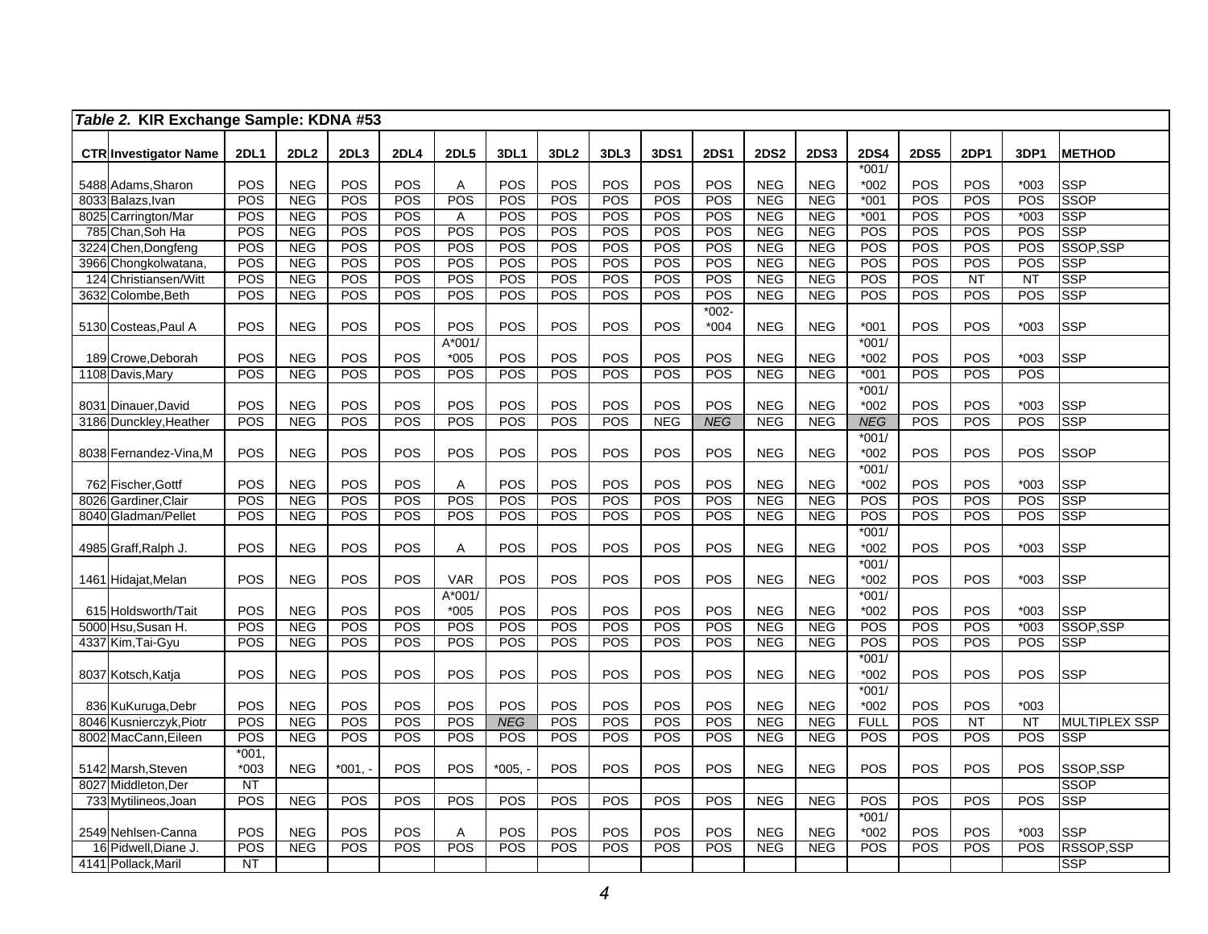*Table 2.* **KIR Exchange Sample: KDNA #53**

| CTR | Investigator Name | 2DL1 | 2DL2 | 2DL3 | 2DL4 | 2DL5 | 3DL1 | 3DL2 | 3DL3 | 3DS1 | 2DS1 | 2DS2 | 2DS3 | 2DS4 | 2DS5 | 2DP1 | 3DP1 | METHOD |
|---|---|---|---|---|---|---|---|---|---|---|---|---|---|---|---|---|---|---|
| 5488 | Adams,Sharon | POS | NEG | POS | POS | A | POS | POS | POS | POS | POS | NEG | NEG | *001/ *002 | POS | POS | *003 | SSP |
| 8033 | Balazs,Ivan | POS | NEG | POS | POS | POS | POS | POS | POS | POS | POS | NEG | NEG | *001 | POS | POS | POS | SSOP |
| 8025 | Carrington/Mar | POS | NEG | POS | POS | A | POS | POS | POS | POS | POS | NEG | NEG | *001 | POS | POS | *003 | SSP |
| 785 | Chan,Soh Ha | POS | NEG | POS | POS | POS | POS | POS | POS | POS | POS | NEG | NEG | POS | POS | POS | POS | SSP |
| 3224 | Chen,Dongfeng | POS | NEG | POS | POS | POS | POS | POS | POS | POS | POS | NEG | NEG | POS | POS | POS | POS | SSOP,SSP |
| 3966 | Chongkolwatana, | POS | NEG | POS | POS | POS | POS | POS | POS | POS | POS | NEG | NEG | POS | POS | POS | POS | SSP |
| 124 | Christiansen/Witt | POS | NEG | POS | POS | POS | POS | POS | POS | POS | POS | NEG | NEG | POS | POS | NT | NT | SSP |
| 3632 | Colombe,Beth | POS | NEG | POS | POS | POS | POS | POS | POS | POS | POS | NEG | NEG | POS | POS | POS | POS | SSP |
| 5130 | Costeas,Paul A | POS | NEG | POS | POS | POS | POS | POS | POS | POS | *002- *004 | NEG | NEG | *001 | POS | POS | *003 | SSP |
| 189 | Crowe,Deborah | POS | NEG | POS | POS | A*001/ *005 | POS | POS | POS | POS | POS | NEG | NEG | *001/ *002 | POS | POS | *003 | SSP |
| 1108 | Davis,Mary | POS | NEG | POS | POS | POS | POS | POS | POS | POS | POS | NEG | NEG | *001 | POS | POS | POS | |
| 8031 | Dinauer,David | POS | NEG | POS | POS | POS | POS | POS | POS | POS | POS | NEG | NEG | *001/ *002 | POS | POS | *003 | SSP |
| 3186 | Dunckley,Heather | POS | NEG | POS | POS | POS | POS | POS | POS | NEG | *NEG* | NEG | NEG | *NEG* | POS | POS | POS | SSP |
| 8038 | Fernandez-Vina,M | POS | NEG | POS | POS | POS | POS | POS | POS | POS | POS | NEG | NEG | *001/ *002 | POS | POS | POS | SSOP |
| 762 | Fischer,Gottf | POS | NEG | POS | POS | A | POS | POS | POS | POS | POS | NEG | NEG | *001/ *002 | POS | POS | *003 | SSP |
| 8026 | Gardiner,Clair | POS | NEG | POS | POS | POS | POS | POS | POS | POS | POS | NEG | NEG | POS | POS | POS | POS | SSP |
| 8040 | Gladman/Pellet | POS | NEG | POS | POS | POS | POS | POS | POS | POS | POS | NEG | NEG | POS | POS | POS | POS | SSP |
| 4985 | Graff,Ralph J. | POS | NEG | POS | POS | A | POS | POS | POS | POS | POS | NEG | NEG | *001/ *002 | POS | POS | *003 | SSP |
| 1461 | Hidajat,Melan | POS | NEG | POS | POS | VAR | POS | POS | POS | POS | POS | NEG | NEG | *001/ *002 | POS | POS | *003 | SSP |
| 615 | Holdsworth/Tait | POS | NEG | POS | POS | A*001/ *005 | POS | POS | POS | POS | POS | NEG | NEG | *001/ *002 | POS | POS | *003 | SSP |
| 5000 | Hsu,Susan H. | POS | NEG | POS | POS | POS | POS | POS | POS | POS | POS | NEG | NEG | POS | POS | POS | *003 | SSOP,SSP |
| 4337 | Kim,Tai-Gyu | POS | NEG | POS | POS | POS | POS | POS | POS | POS | POS | NEG | NEG | POS | POS | POS | POS | SSP |
| 8037 | Kotsch,Katja | POS | NEG | POS | POS | POS | POS | POS | POS | POS | POS | NEG | NEG | *001/ *002 | POS | POS | POS | SSP |
| 836 | KuKuruga,Debr | POS | NEG | POS | POS | POS | POS | POS | POS | POS | POS | NEG | NEG | *001/ *002 | POS | POS | *003 | |
| 8046 | Kusnierczyk,Piotr | POS | NEG | POS | POS | POS | *NEG* | POS | POS | POS | POS | NEG | NEG | FULL | POS | NT | NT | MULTIPLEX SSP |
| 8002 | MacCann,Eileen | POS | NEG | POS | POS | POS | POS | POS | POS | POS | POS | NEG | NEG | POS | POS | POS | POS | SSP |
| 5142 | Marsh,Steven | *001, *003 | NEG | *001, - | POS | POS | *005, - | POS | POS | POS | POS | NEG | NEG | POS | POS | POS | POS | SSOP,SSP |
| 8027 | Middleton,Der | NT | | | | | | | | | | | | | | | | SSOP |
| 733 | Mytilineos,Joan | POS | NEG | POS | POS | POS | POS | POS | POS | POS | POS | NEG | NEG | POS | POS | POS | POS | SSP |
| 2549 | Nehlsen-Canna | POS | NEG | POS | POS | A | POS | POS | POS | POS | POS | NEG | NEG | *001/ *002 | POS | POS | *003 | SSP |
| 16 | Pidwell,Diane J. | POS | NEG | POS | POS | POS | POS | POS | POS | POS | POS | NEG | NEG | POS | POS | POS | POS | RSSOP,SSP |
| 4141 | Pollack,Maril | NT | | | | | | | | | | | | | | | | SSP |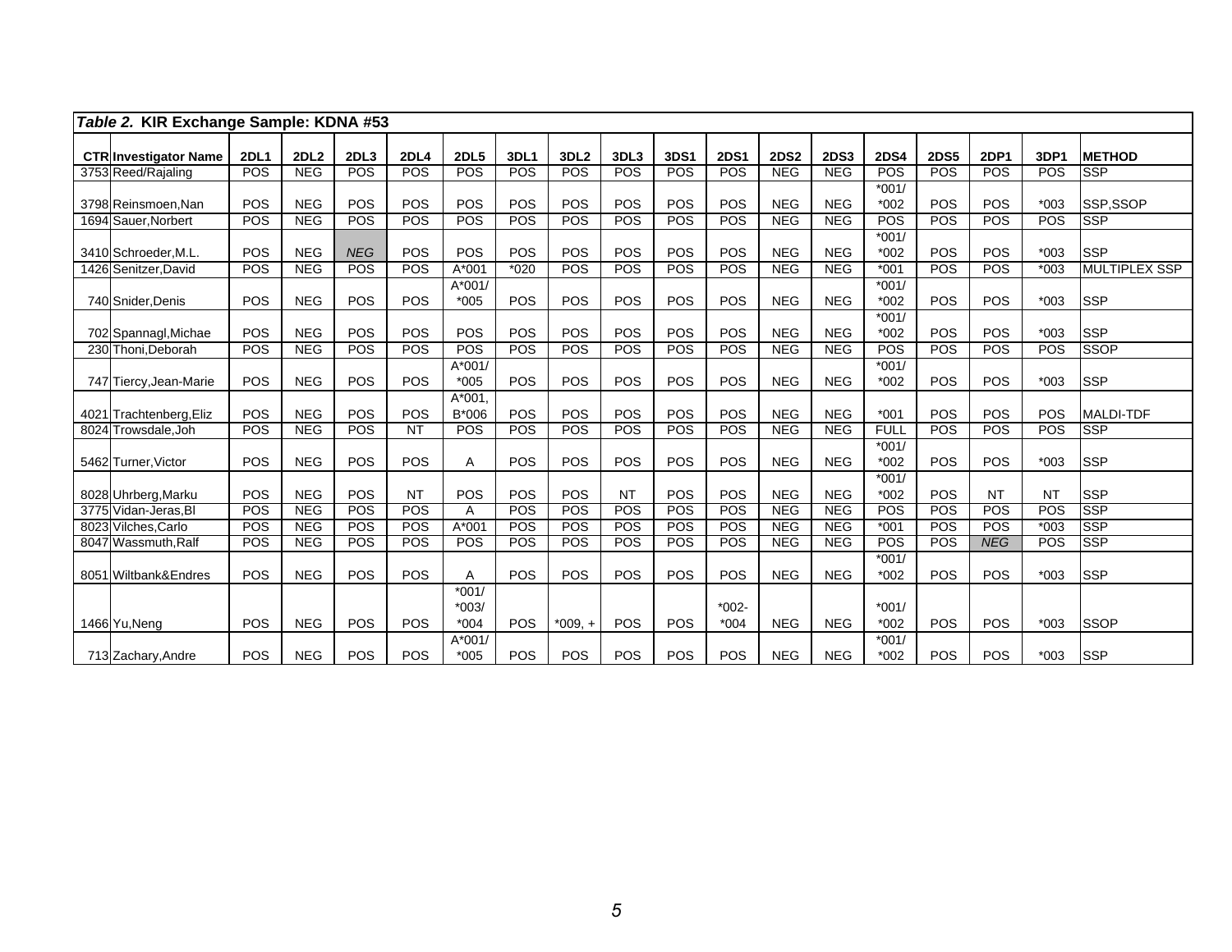*Table 2.* **KIR Exchange Sample: KDNA #53**

| CTR | Investigator Name | 2DL1 | 2DL2 | 2DL3 | 2DL4 | 2DL5 | 3DL1 | 3DL2 | 3DL3 | 3DS1 | 2DS1 | 2DS2 | 2DS3 | 2DS4 | 2DS5 | 2DP1 | 3DP1 | METHOD |
|---|---|---|---|---|---|---|---|---|---|---|---|---|---|---|---|---|---|---|
| 3753 | Reed/Rajaling | POS | NEG | POS | POS | POS | POS | POS | POS | POS | POS | NEG | NEG | POS | POS | POS | POS | SSP |
| 3798 | Reinsmoen,Nan | POS | NEG | POS | POS | POS | POS | POS | POS | POS | POS | NEG | NEG | *001/ *002 | POS | POS | *003 | SSP,SSOP |
| 1694 | Sauer,Norbert | POS | NEG | POS | POS | POS | POS | POS | POS | POS | POS | NEG | NEG | POS | POS | POS | POS | SSP |
| 3410 | Schroeder,M.L. | POS | NEG | *NEG* | POS | POS | POS | POS | POS | POS | POS | NEG | NEG | *001/ *002 | POS | POS | *003 | SSP |
| 1426 | Senitzer,David | POS | NEG | POS | POS | A*001 | *020 | POS | POS | POS | POS | NEG | NEG | *001 | POS | POS | *003 | MULTIPLEX SSP |
| 740 | Snider,Denis | POS | NEG | POS | POS | A*001/ *005 | POS | POS | POS | POS | POS | NEG | NEG | *001/ *002 | POS | POS | *003 | SSP |
| 702 | Spannagl,Michae | POS | NEG | POS | POS | POS | POS | POS | POS | POS | POS | NEG | NEG | *001/ *002 | POS | POS | *003 | SSP |
| 230 | Thoni,Deborah | POS | NEG | POS | POS | POS | POS | POS | POS | POS | POS | NEG | NEG | POS | POS | POS | POS | SSOP |
| 747 | Tiercy,Jean-Marie | POS | NEG | POS | POS | A*001/ *005 | POS | POS | POS | POS | POS | NEG | NEG | *001/ *002 | POS | POS | *003 | SSP |
| 4021 | Trachtenberg,Eliz | POS | NEG | POS | POS | A*001, B*006 | POS | POS | POS | POS | POS | NEG | NEG | *001 | POS | POS | POS | MALDI-TDF |
| 8024 | Trowsdale,Joh | POS | NEG | POS | NT | POS | POS | POS | POS | POS | POS | NEG | NEG | FULL | POS | POS | POS | SSP |
| 5462 | Turner,Victor | POS | NEG | POS | POS | A | POS | POS | POS | POS | POS | NEG | NEG | *001/ *002 | POS | POS | *003 | SSP |
| 8028 | Uhrberg,Marku | POS | NEG | POS | NT | POS | POS | POS | NT | POS | POS | NEG | NEG | *001/ *002 | POS | NT | NT | SSP |
| 3775 | Vidan-Jeras,Bl | POS | NEG | POS | POS | A | POS | POS | POS | POS | POS | NEG | NEG | POS | POS | POS | POS | SSP |
| 8023 | Vilches,Carlo | POS | NEG | POS | POS | A*001 | POS | POS | POS | POS | POS | NEG | NEG | *001 | POS | POS | *003 | SSP |
| 8047 | Wassmuth,Ralf | POS | NEG | POS | POS | POS | POS | POS | POS | POS | POS | NEG | NEG | POS | POS | *NEG* | POS | SSP |
| 8051 | Wiltbank&Endres | POS | NEG | POS | POS | A | POS | POS | POS | POS | POS | NEG | NEG | *001/ *002 | POS | POS | *003 | SSP |
| 1466 | Yu,Neng | POS | NEG | POS | POS | *001/ *003/ *004 | POS | *009, + | POS | POS | *002- *004 | NEG | NEG | *001/ *002 | POS | POS | *003 | SSOP |
| 713 | Zachary,Andre | POS | NEG | POS | POS | A*001/ *005 | POS | POS | POS | POS | POS | NEG | NEG | *001/ *002 | POS | POS | *003 | SSP |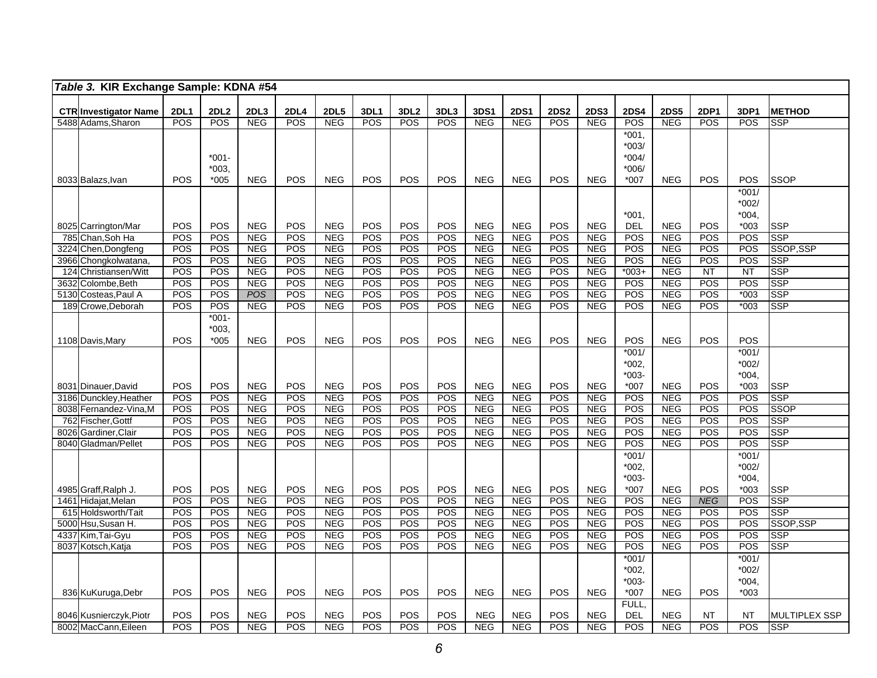| *Table 3.* **KIR Exchange Sample: KDNA #54** | | | | | | | | | | | | | | | | | | | |
|---|---|---|---|---|---|---|---|---|---|---|---|---|---|---|---|---|---|---|---|
| **CTR** | **Investigator Name** | **2DL1** | **2DL2** | **2DL3** | **2DL4** | **2DL5** | **3DL1** | **3DL2** | **3DL3** | **3DS1** | **2DS1** | **2DS2** | **2DS3** | **2DS4** | **2DS5** | **2DP1** | **3DP1** | **METHOD** |
| 5488 | Adams,Sharon | POS | POS | NEG | POS | NEG | POS | POS | POS | NEG | NEG | POS | NEG | POS | NEG | POS | POS | SSP |
| 8033 | Balazs,Ivan | POS | *001-*003, *005 | NEG | POS | NEG | POS | POS | POS | NEG | NEG | POS | NEG | *001, *003/*004/*006/*007 | NEG | POS | POS | SSOP |
| 8025 | Carrington/Mar | POS | POS | NEG | POS | NEG | POS | POS | POS | NEG | NEG | POS | NEG | *001, DEL | NEG | POS | *001/*002/*004, *003 | SSP |
| 785 | Chan,Soh Ha | POS | POS | NEG | POS | NEG | POS | POS | POS | NEG | NEG | POS | NEG | POS | NEG | POS | POS | SSP |
| 3224 | Chen,Dongfeng | POS | POS | NEG | POS | NEG | POS | POS | POS | NEG | NEG | POS | NEG | POS | NEG | POS | POS | SSOP,SSP |
| 3966 | Chongkolwatana, | POS | POS | NEG | POS | NEG | POS | POS | POS | NEG | NEG | POS | NEG | POS | NEG | POS | POS | SSP |
| 124 | Christiansen/Witt | POS | POS | NEG | POS | NEG | POS | POS | POS | NEG | NEG | POS | NEG | *003+ | NEG | NT | NT | SSP |
| 3632 | Colombe,Beth | POS | POS | NEG | POS | NEG | POS | POS | POS | NEG | NEG | POS | NEG | POS | NEG | POS | POS | SSP |
| 5130 | Costeas,Paul A | POS | POS | *POS* | POS | NEG | POS | POS | POS | NEG | NEG | POS | NEG | POS | NEG | POS | *003 | SSP |
| 189 | Crowe,Deborah | POS | POS | NEG | POS | NEG | POS | POS | POS | NEG | NEG | POS | NEG | POS | NEG | POS | *003 | SSP |
| 1108 | Davis,Mary | POS | *001-*003, *005 | NEG | POS | NEG | POS | POS | POS | NEG | NEG | POS | NEG | POS | NEG | POS | POS | |
| 8031 | Dinauer,David | POS | POS | NEG | POS | NEG | POS | POS | POS | NEG | NEG | POS | NEG | *001/*002, *003-*007 | NEG | POS | *001/*002/*004, *003 | SSP |
| 3186 | Dunckley,Heather | POS | POS | NEG | POS | NEG | POS | POS | POS | NEG | NEG | POS | NEG | POS | NEG | POS | POS | SSP |
| 8038 | Fernandez-Vina,M | POS | POS | NEG | POS | NEG | POS | POS | POS | NEG | NEG | POS | NEG | POS | NEG | POS | POS | SSOP |
| 762 | Fischer,Gottf | POS | POS | NEG | POS | NEG | POS | POS | POS | NEG | NEG | POS | NEG | POS | NEG | POS | POS | SSP |
| 8026 | Gardiner,Clair | POS | POS | NEG | POS | NEG | POS | POS | POS | NEG | NEG | POS | NEG | POS | NEG | POS | POS | SSP |
| 8040 | Gladman/Pellet | POS | POS | NEG | POS | NEG | POS | POS | POS | NEG | NEG | POS | NEG | POS | NEG | POS | POS | SSP |
| 4985 | Graff,Ralph J. | POS | POS | NEG | POS | NEG | POS | POS | POS | NEG | NEG | POS | NEG | *001/*002, *003-*007 | NEG | POS | *001/*002/*004, *003 | SSP |
| 1461 | Hidajat,Melan | POS | POS | NEG | POS | NEG | POS | POS | POS | NEG | NEG | POS | NEG | POS | NEG | *NEG* | POS | SSP |
| 615 | Holdsworth/Tait | POS | POS | NEG | POS | NEG | POS | POS | POS | NEG | NEG | POS | NEG | POS | NEG | POS | POS | SSP |
| 5000 | Hsu,Susan H. | POS | POS | NEG | POS | NEG | POS | POS | POS | NEG | NEG | POS | NEG | POS | NEG | POS | POS | SSOP,SSP |
| 4337 | Kim,Tai-Gyu | POS | POS | NEG | POS | NEG | POS | POS | POS | NEG | NEG | POS | NEG | POS | NEG | POS | POS | SSP |
| 8037 | Kotsch,Katja | POS | POS | NEG | POS | NEG | POS | POS | POS | NEG | NEG | POS | NEG | POS | NEG | POS | POS | SSP |
| 836 | KuKuruga,Debr | POS | POS | NEG | POS | NEG | POS | POS | POS | NEG | NEG | POS | NEG | *001/*002, *003-*007 | NEG | POS | *001/*002/*004, *003 | |
| 8046 | Kusnierczyk,Piotr | POS | POS | NEG | POS | NEG | POS | POS | POS | NEG | NEG | POS | NEG | FULL, DEL | NEG | NT | NT | MULTIPLEX SSP |
| 8002 | MacCann,Eileen | POS | POS | NEG | POS | NEG | POS | POS | POS | NEG | NEG | POS | NEG | POS | NEG | POS | POS | SSP |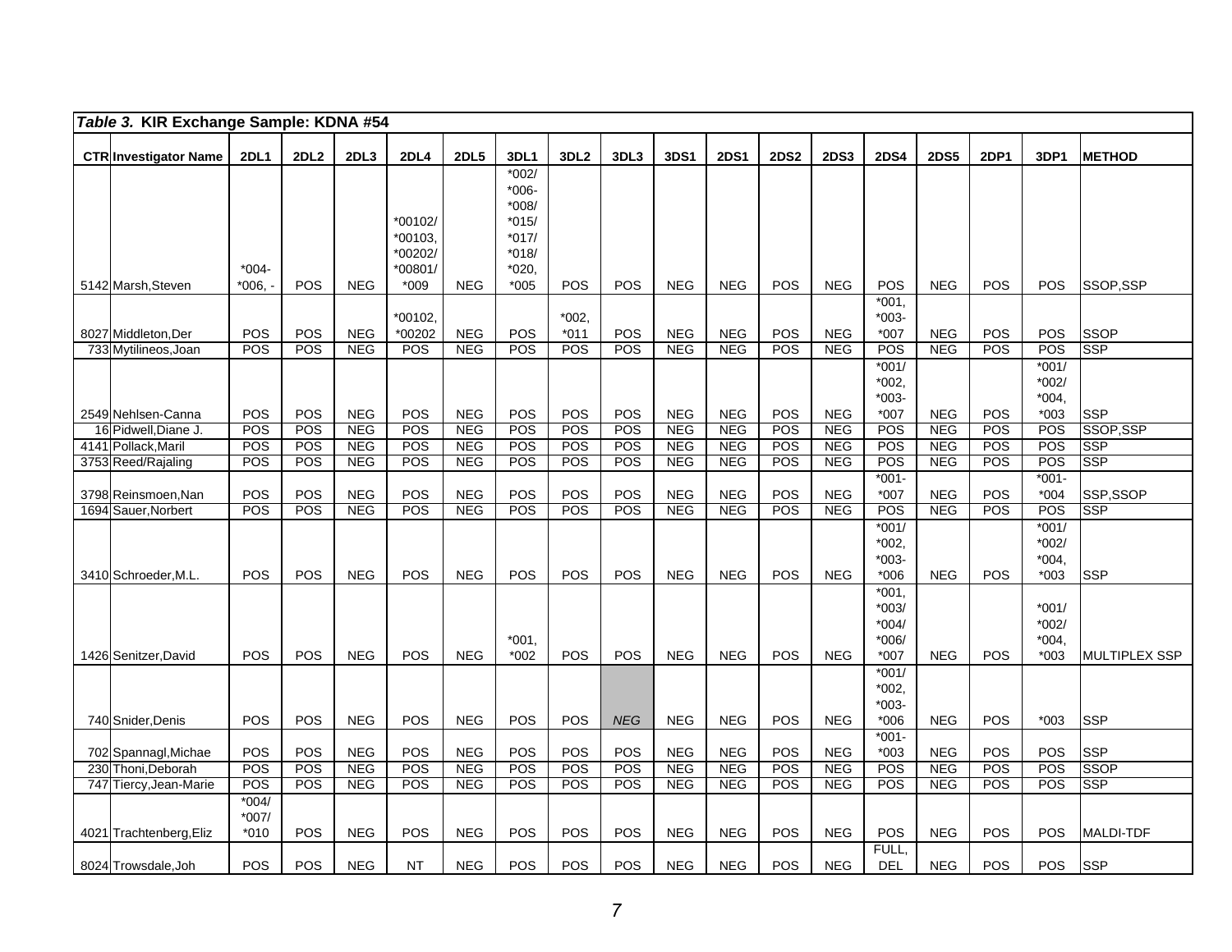| *Table 3.* KIR Exchange Sample: KDNA #54 | | | | | | | | | | | | | | | | | | | |
|---|---|---|---|---|---|---|---|---|---|---|---|---|---|---|---|---|---|---|---|
| **CTR** | **Investigator Name** | **2DL1** | **2DL2** | **2DL3** | **2DL4** | **2DL5** | **3DL1** | **3DL2** | **3DL3** | **3DS1** | **2DS1** | **2DS2** | **2DS3** | **2DS4** | **2DS5** | **2DP1** | **3DP1** | **METHOD** |
| 5142 | Marsh,Steven | *004-*006, - | POS | NEG | *00102/*00103, *00202/*00801/*009 | NEG | *002/*006-*008/*015/*017/*018/*020, *005 | POS | POS | NEG | NEG | POS | NEG | POS | NEG | POS | POS | SSOP,SSP |
| 8027 | Middleton,Der | POS | POS | NEG | *00102, *00202 | NEG | POS | *002, *011 | POS | NEG | NEG | POS | NEG | *001, *003-*007 | NEG | POS | POS | SSOP |
| 733 | Mytilineos,Joan | POS | POS | NEG | POS | NEG | POS | POS | POS | NEG | NEG | POS | NEG | POS | NEG | POS | POS | SSP |
| 2549 | Nehlsen-Canna | POS | POS | NEG | POS | NEG | POS | POS | POS | NEG | NEG | POS | NEG | *001/*002, *003-*007 | NEG | POS | *001/*002/*004, *003 | SSP |
| 16 | Pidwell,Diane J. | POS | POS | NEG | POS | NEG | POS | POS | POS | NEG | NEG | POS | NEG | POS | NEG | POS | POS | SSOP,SSP |
| 4141 | Pollack,Maril | POS | POS | NEG | POS | NEG | POS | POS | POS | NEG | NEG | POS | NEG | POS | NEG | POS | POS | SSP |
| 3753 | Reed/Rajaling | POS | POS | NEG | POS | NEG | POS | POS | POS | NEG | NEG | POS | NEG | POS | NEG | POS | POS | SSP |
| 3798 | Reinsmoen,Nan | POS | POS | NEG | POS | NEG | POS | POS | POS | NEG | NEG | POS | NEG | *001-*007 | NEG | POS | *001-*004 | SSP,SSOP |
| 1694 | Sauer,Norbert | POS | POS | NEG | POS | NEG | POS | POS | POS | NEG | NEG | POS | NEG | POS | NEG | POS | POS | SSP |
| 3410 | Schroeder,M.L. | POS | POS | NEG | POS | NEG | POS | POS | POS | NEG | NEG | POS | NEG | *001/*002, *003-*006 | NEG | POS | *001/*002/*004, *003 | SSP |
| 1426 | Senitzer,David | POS | POS | NEG | POS | NEG | *001, *002 | POS | POS | NEG | NEG | POS | NEG | *001, *003/*004/*006/*007 | NEG | POS | *001/*002/*004, *003 | MULTIPLEX SSP |
| 740 | Snider,Denis | POS | POS | NEG | POS | NEG | POS | POS | *NEG* | NEG | NEG | POS | NEG | *001/*002, *003-*006 | NEG | POS | *003 | SSP |
| 702 | Spannagl,Michae | POS | POS | NEG | POS | NEG | POS | POS | POS | NEG | NEG | POS | NEG | *001-*003 | NEG | POS | POS | SSP |
| 230 | Thoni,Deborah | POS | POS | NEG | POS | NEG | POS | POS | POS | NEG | NEG | POS | NEG | POS | NEG | POS | POS | SSOP |
| 747 | Tiercy,Jean-Marie | POS | POS | NEG | POS | NEG | POS | POS | POS | NEG | NEG | POS | NEG | POS | NEG | POS | POS | SSP |
| 4021 | Trachtenberg,Eliz | *004/*007/*010 | POS | NEG | POS | NEG | POS | POS | POS | NEG | NEG | POS | NEG | POS | NEG | POS | POS | MALDI-TDF |
| 8024 | Trowsdale,Joh | POS | POS | NEG | NT | NEG | POS | POS | POS | NEG | NEG | POS | NEG | FULL, DEL | NEG | POS | POS | SSP |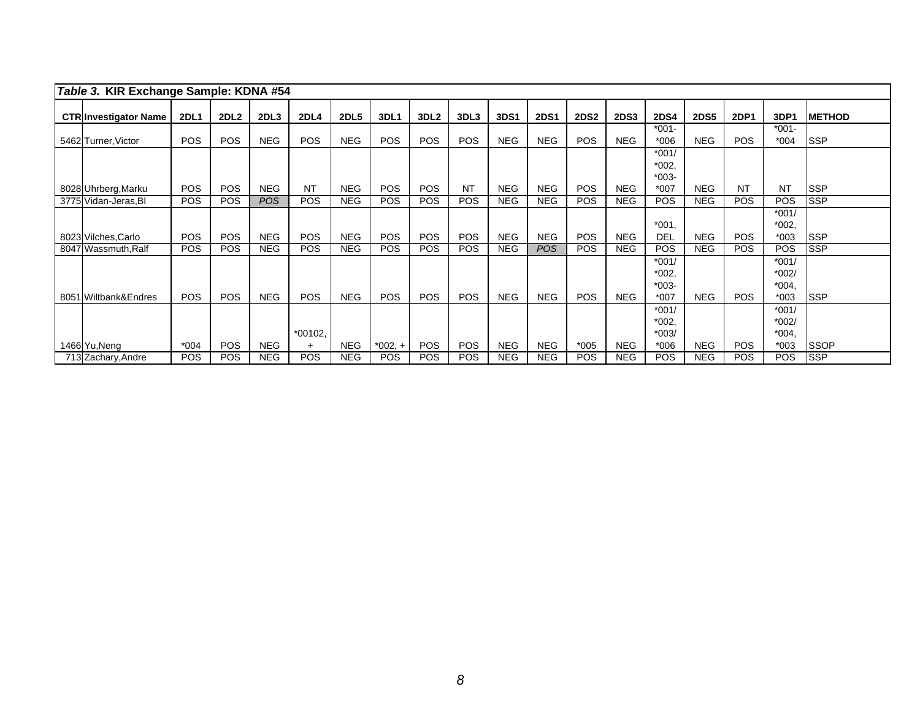*Table 3.* **KIR Exchange Sample: KDNA #54**

| CTR | Investigator Name | 2DL1 | 2DL2 | 2DL3 | 2DL4 | 2DL5 | 3DL1 | 3DL2 | 3DL3 | 3DS1 | 2DS1 | 2DS2 | 2DS3 | 2DS4 | 2DS5 | 2DP1 | 3DP1 | METHOD |
|---|---|---|---|---|---|---|---|---|---|---|---|---|---|---|---|---|---|---|
| 5462 | Turner,Victor | POS | POS | NEG | POS | NEG | POS | POS | POS | NEG | NEG | POS | NEG | *001-*006 | NEG | POS | *001-*004 | SSP |
| 8028 | Uhrberg,Marku | POS | POS | NEG | NT | NEG | POS | POS | NT | NEG | NEG | POS | NEG | *001/*002, *003-*007 | NEG | NT | NT | SSP |
| 3775 | Vidan-Jeras,Bl | POS | POS | *POS* | POS | NEG | POS | POS | POS | NEG | NEG | POS | NEG | POS | NEG | POS | POS | SSP |
| 8023 | Vilches,Carlo | POS | POS | NEG | POS | NEG | POS | POS | POS | NEG | NEG | POS | NEG | *001, DEL | NEG | POS | *001/*002, *003 | SSP |
| 8047 | Wassmuth,Ralf | POS | POS | NEG | POS | NEG | POS | POS | POS | NEG | *POS* | POS | NEG | POS | NEG | POS | POS | SSP |
| 8051 | Wiltbank&Endres | POS | POS | NEG | POS | NEG | POS | POS | POS | NEG | NEG | POS | NEG | *001/*002, *003-*007 | NEG | POS | *001/*002/*004, *003 | SSP |
| 1466 | Yu,Neng | *004 | POS | NEG | *00102, + | NEG | *002, + | POS | POS | NEG | NEG | *005 | NEG | *001/*002, *003/*006 | NEG | POS | *001/*002/*004, *003 | SSOP |
| 713 | Zachary,Andre | POS | POS | NEG | POS | NEG | POS | POS | POS | NEG | NEG | POS | NEG | POS | NEG | POS | POS | SSP |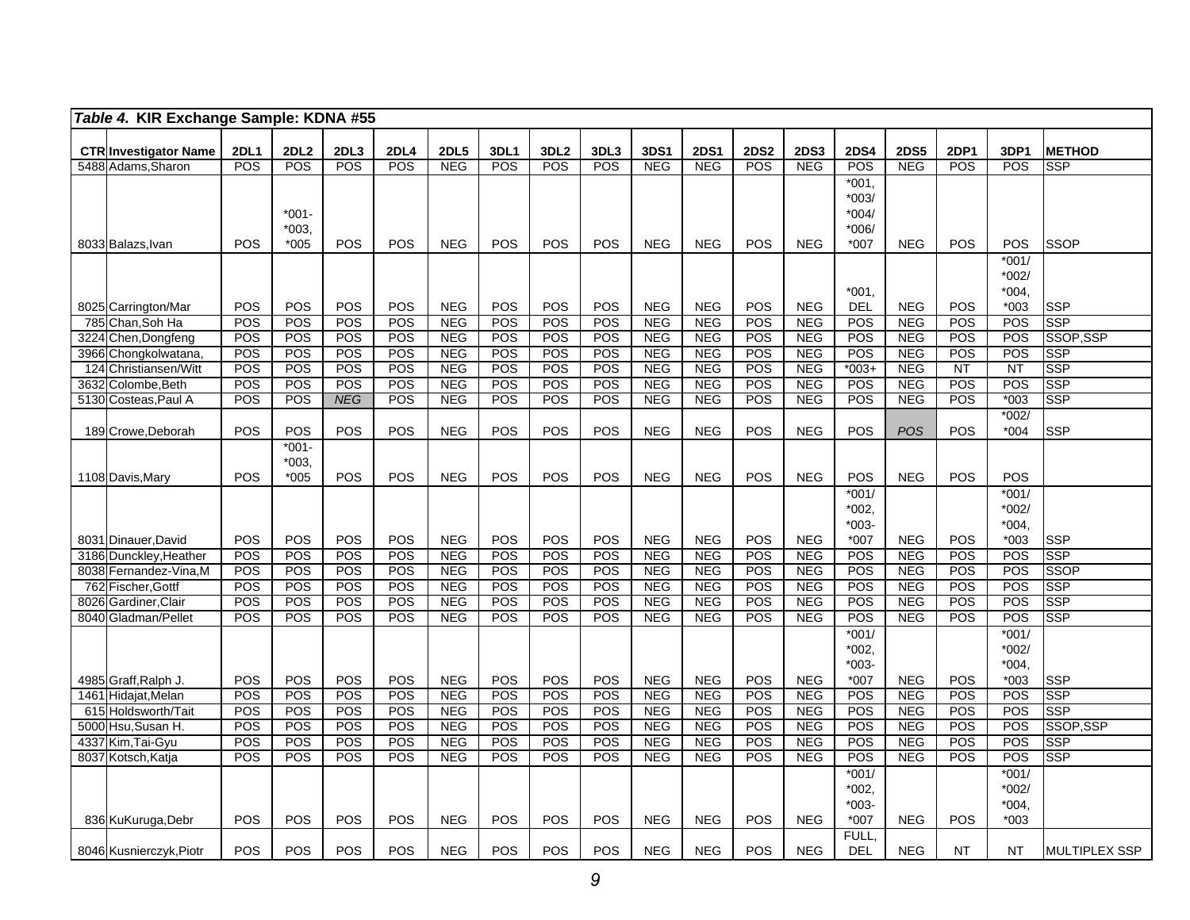**Table 4. KIR Exchange Sample: KDNA #55**

| CTR | Investigator Name | 2DL1 | 2DL2 | 2DL3 | 2DL4 | 2DL5 | 3DL1 | 3DL2 | 3DL3 | 3DS1 | 2DS1 | 2DS2 | 2DS3 | 2DS4 | 2DS5 | 2DP1 | 3DP1 | METHOD |
|---|---|---|---|---|---|---|---|---|---|---|---|---|---|---|---|---|---|---|
| 5488 | Adams,Sharon | POS | POS | POS | POS | NEG | POS | POS | POS | NEG | NEG | POS | NEG | POS | NEG | POS | POS | SSP |
| 8033 | Balazs,Ivan | POS | *001-*003,*005 | POS | POS | NEG | POS | POS | POS | NEG | NEG | POS | NEG | *001,*003/*004/*006/*007 | NEG | POS | POS | SSOP |
| 8025 | Carrington/Mar | POS | POS | POS | POS | NEG | POS | POS | POS | NEG | NEG | POS | NEG | *001, DEL | NEG | POS | *001/*002/*004,*003 | SSP |
| 785 | Chan,Soh Ha | POS | POS | POS | POS | NEG | POS | POS | POS | NEG | NEG | POS | NEG | POS | NEG | POS | POS | SSP |
| 3224 | Chen,Dongfeng | POS | POS | POS | POS | NEG | POS | POS | POS | NEG | NEG | POS | NEG | POS | NEG | POS | POS | SSOP,SSP |
| 3966 | Chongkolwatana, | POS | POS | POS | POS | NEG | POS | POS | POS | NEG | NEG | POS | NEG | POS | NEG | POS | POS | SSP |
| 124 | Christiansen/Witt | POS | POS | POS | POS | NEG | POS | POS | POS | NEG | NEG | POS | NEG | *003+ | NEG | NT | NT | SSP |
| 3632 | Colombe,Beth | POS | POS | POS | POS | NEG | POS | POS | POS | NEG | NEG | POS | NEG | POS | NEG | POS | POS | SSP |
| 5130 | Costeas,Paul A | POS | POS | *NEG* | POS | NEG | POS | POS | POS | NEG | NEG | POS | NEG | POS | NEG | POS | *003 | SSP |
| 189 | Crowe,Deborah | POS | POS | POS | POS | NEG | POS | POS | POS | NEG | NEG | POS | NEG | POS | *POS* | POS | *002/*004 | SSP |
| 1108 | Davis,Mary | POS | *001-*003,*005 | POS | POS | NEG | POS | POS | POS | NEG | NEG | POS | NEG | POS | NEG | POS | POS | |
| 8031 | Dinauer,David | POS | POS | POS | POS | NEG | POS | POS | POS | NEG | NEG | POS | NEG | *001/*002,*003-*007 | NEG | POS | *001/*002/*004,*003 | SSP |
| 3186 | Dunckley,Heather | POS | POS | POS | POS | NEG | POS | POS | POS | NEG | NEG | POS | NEG | POS | NEG | POS | POS | SSP |
| 8038 | Fernandez-Vina,M | POS | POS | POS | POS | NEG | POS | POS | POS | NEG | NEG | POS | NEG | POS | NEG | POS | POS | SSOP |
| 762 | Fischer,Gottf | POS | POS | POS | POS | NEG | POS | POS | POS | NEG | NEG | POS | NEG | POS | NEG | POS | POS | SSP |
| 8026 | Gardiner,Clair | POS | POS | POS | POS | NEG | POS | POS | POS | NEG | NEG | POS | NEG | POS | NEG | POS | POS | SSP |
| 8040 | Gladman/Pellet | POS | POS | POS | POS | NEG | POS | POS | POS | NEG | NEG | POS | NEG | POS | NEG | POS | POS | SSP |
| 4985 | Graff,Ralph J. | POS | POS | POS | POS | NEG | POS | POS | POS | NEG | NEG | POS | NEG | *001/*002,*003-*007 | NEG | POS | *001/*002/*004,*003 | SSP |
| 1461 | Hidajat,Melan | POS | POS | POS | POS | NEG | POS | POS | POS | NEG | NEG | POS | NEG | POS | NEG | POS | POS | SSP |
| 615 | Holdsworth/Tait | POS | POS | POS | POS | NEG | POS | POS | POS | NEG | NEG | POS | NEG | POS | NEG | POS | POS | SSP |
| 5000 | Hsu,Susan H. | POS | POS | POS | POS | NEG | POS | POS | POS | NEG | NEG | POS | NEG | POS | NEG | POS | POS | SSOP,SSP |
| 4337 | Kim,Tai-Gyu | POS | POS | POS | POS | NEG | POS | POS | POS | NEG | NEG | POS | NEG | POS | NEG | POS | POS | SSP |
| 8037 | Kotsch,Katja | POS | POS | POS | POS | NEG | POS | POS | POS | NEG | NEG | POS | NEG | POS | NEG | POS | POS | SSP |
| 836 | KuKuruga,Debr | POS | POS | POS | POS | NEG | POS | POS | POS | NEG | NEG | POS | NEG | *001/*002,*003-*007 | NEG | POS | *001/*002/*004,*003 | |
| 8046 | Kusnierczyk,Piotr | POS | POS | POS | POS | NEG | POS | POS | POS | NEG | NEG | POS | NEG | FULL, DEL | NEG | NT | NT | MULTIPLEX SSP |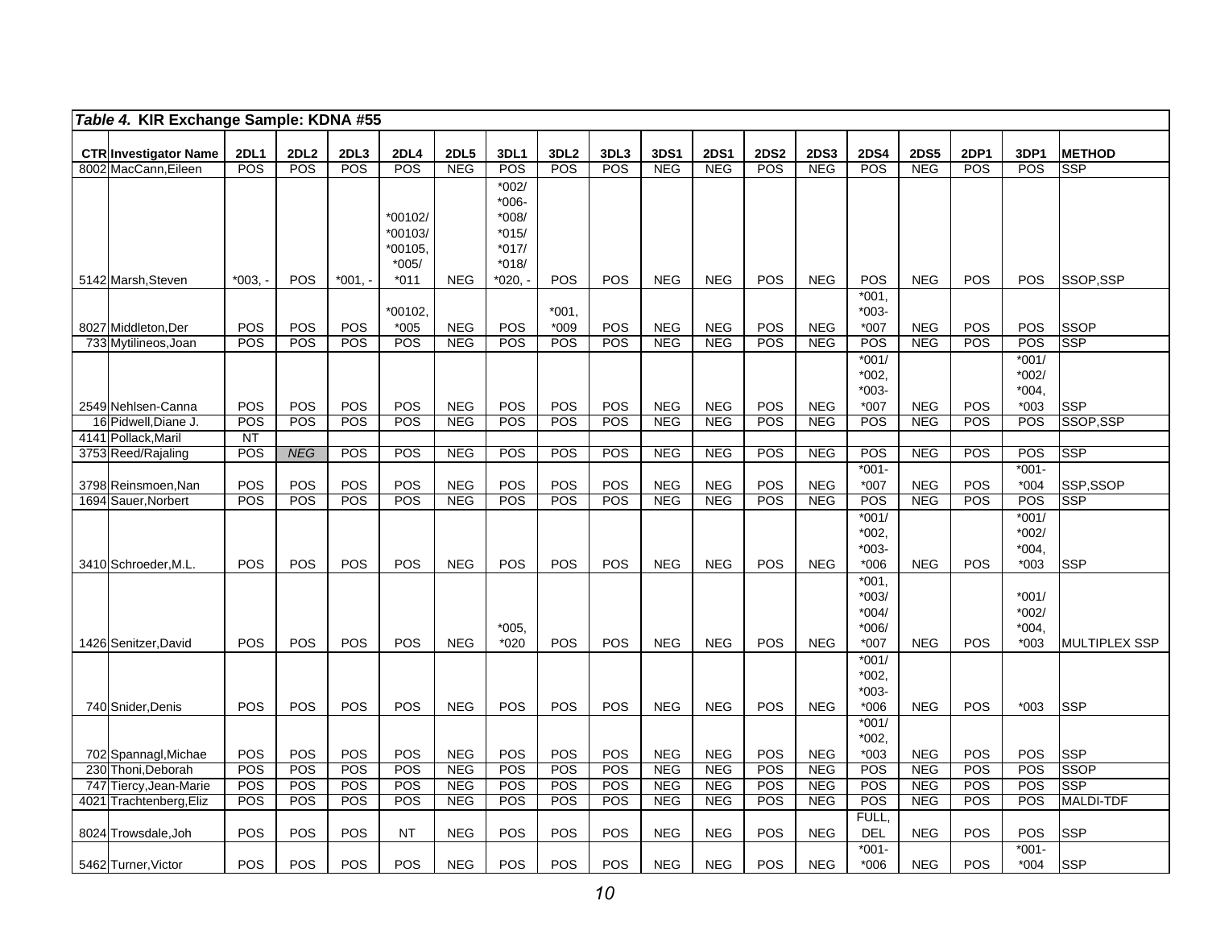**Table 4. KIR Exchange Sample: KDNA #55**

| CTR | Investigator Name | 2DL1 | 2DL2 | 2DL3 | 2DL4 | 2DL5 | 3DL1 | 3DL2 | 3DL3 | 3DS1 | 2DS1 | 2DS2 | 2DS3 | 2DS4 | 2DS5 | 2DP1 | 3DP1 | METHOD |
|---|---|---|---|---|---|---|---|---|---|---|---|---|---|---|---|---|---|---|
| 8002 | MacCann,Eileen | POS | POS | POS | POS | NEG | POS | POS | POS | NEG | NEG | POS | NEG | POS | NEG | POS | POS | SSP |
| 5142 | Marsh,Steven | *003, - | POS | *001, - | *00102/ *00103/ *00105, *005/ *011 | NEG | *002/ *006- *008/ *015/ *017/ *018/ *020, - | POS | POS | NEG | NEG | POS | NEG | POS | NEG | POS | POS | SSOP,SSP |
| 8027 | Middleton,Der | POS | POS | POS | *00102, *005 | NEG | POS | *001, *009 | POS | NEG | NEG | POS | NEG | *001, *003- *007 | NEG | POS | POS | SSOP |
| 733 | Mytilineos,Joan | POS | POS | POS | POS | NEG | POS | POS | POS | NEG | NEG | POS | NEG | POS | NEG | POS | POS | SSP |
| 2549 | Nehlsen-Canna | POS | POS | POS | POS | NEG | POS | POS | POS | NEG | NEG | POS | NEG | *001/ *002, *003- *007 | NEG | POS | *001/ *002/ *004, *003 | SSP |
| 16 | Pidwell,Diane J. | POS | POS | POS | POS | NEG | POS | POS | POS | NEG | NEG | POS | NEG | POS | NEG | POS | POS | SSOP,SSP |
| 4141 | Pollack,Maril | NT | | | | | | | | | | | | | | | | |
| 3753 | Reed/Rajaling | POS | *NEG* | POS | POS | NEG | POS | POS | POS | NEG | NEG | POS | NEG | POS | NEG | POS | POS | SSP |
| 3798 | Reinsmoen,Nan | POS | POS | POS | POS | NEG | POS | POS | POS | NEG | NEG | POS | NEG | *001- *007 | NEG | POS | *001- *004 | SSP,SSOP |
| 1694 | Sauer,Norbert | POS | POS | POS | POS | NEG | POS | POS | POS | NEG | NEG | POS | NEG | POS | NEG | POS | POS | SSP |
| 3410 | Schroeder,M.L. | POS | POS | POS | POS | NEG | POS | POS | POS | NEG | NEG | POS | NEG | *001/ *002, *003- *006 | NEG | POS | *001/ *002/ *004, *003 | SSP |
| 1426 | Senitzer,David | POS | POS | POS | POS | NEG | *005, *020 | POS | POS | NEG | NEG | POS | NEG | *001, *003/ *004/ *006/ *007 | NEG | POS | *001/ *002/ *004, *003 | MULTIPLEX SSP |
| 740 | Snider,Denis | POS | POS | POS | POS | NEG | POS | POS | POS | NEG | NEG | POS | NEG | *001/ *002, *003- *006 | NEG | POS | *003 | SSP |
| 702 | Spannagl,Michae | POS | POS | POS | POS | NEG | POS | POS | POS | NEG | NEG | POS | NEG | *001/ *002, *003 | NEG | POS | POS | SSP |
| 230 | Thoni,Deborah | POS | POS | POS | POS | NEG | POS | POS | POS | NEG | NEG | POS | NEG | POS | NEG | POS | POS | SSOP |
| 747 | Tiercy,Jean-Marie | POS | POS | POS | POS | NEG | POS | POS | POS | NEG | NEG | POS | NEG | POS | NEG | POS | POS | SSP |
| 4021 | Trachtenberg,Eliz | POS | POS | POS | POS | NEG | POS | POS | POS | NEG | NEG | POS | NEG | POS | NEG | POS | POS | MALDI-TDF |
| 8024 | Trowsdale,Joh | POS | POS | POS | NT | NEG | POS | POS | POS | NEG | NEG | POS | NEG | FULL, DEL | NEG | POS | POS | SSP |
| 5462 | Turner,Victor | POS | POS | POS | POS | NEG | POS | POS | POS | NEG | NEG | POS | NEG | *001- *006 | NEG | POS | *001- *004 | SSP |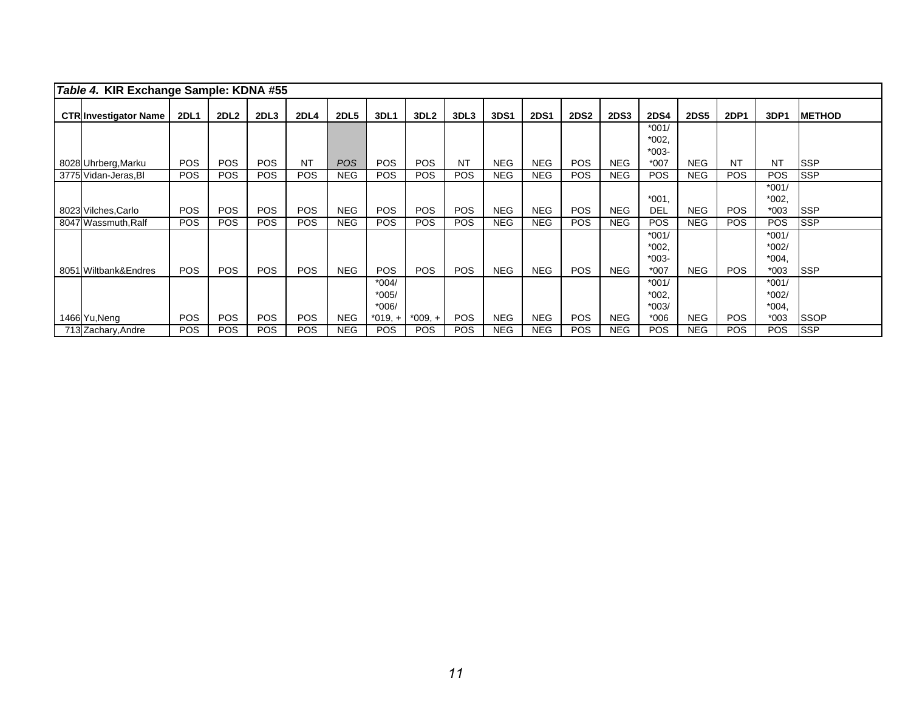| *Table 4.* **KIR Exchange Sample: KDNA #55** | | | | | | | | | | | | | | | | | | |
|---|---|---|---|---|---|---|---|---|---|---|---|---|---|---|---|---|---|---|
| **CTR** | **Investigator Name** | **2DL1** | **2DL2** | **2DL3** | **2DL4** | **2DL5** | **3DL1** | **3DL2** | **3DL3** | **3DS1** | **2DS1** | **2DS2** | **2DS3** | **2DS4** | **2DS5** | **2DP1** | **3DP1** | **METHOD** |
| 8028 | Uhrberg,Marku | POS | POS | POS | NT | *POS* | POS | POS | NT | NEG | NEG | POS | NEG | *001/ *002, *003- *007 | NEG | NT | NT | SSP |
| 3775 | Vidan-Jeras,Bl | POS | POS | POS | POS | NEG | POS | POS | POS | NEG | NEG | POS | NEG | POS | NEG | POS | POS | SSP |
| 8023 | Vilches,Carlo | POS | POS | POS | POS | NEG | POS | POS | POS | NEG | NEG | POS | NEG | *001, DEL | NEG | POS | *001/ *002, *003 | SSP |
| 8047 | Wassmuth,Ralf | POS | POS | POS | POS | NEG | POS | POS | POS | NEG | NEG | POS | NEG | POS | NEG | POS | POS | SSP |
| 8051 | Wiltbank&Endres | POS | POS | POS | POS | NEG | POS | POS | POS | NEG | NEG | POS | NEG | *001/ *002, *003- *007 | NEG | POS | *001/ *002/ *004, *003 | SSP |
| 1466 | Yu,Neng | POS | POS | POS | POS | NEG | *004/ *005/ *006/ *019, + | *009, + | POS | NEG | NEG | POS | NEG | *001/ *002, *003/ *006 | NEG | POS | *001/ *002/ *004, *003 | SSOP |
| 713 | Zachary,Andre | POS | POS | POS | POS | NEG | POS | POS | POS | NEG | NEG | POS | NEG | POS | NEG | POS | POS | SSP |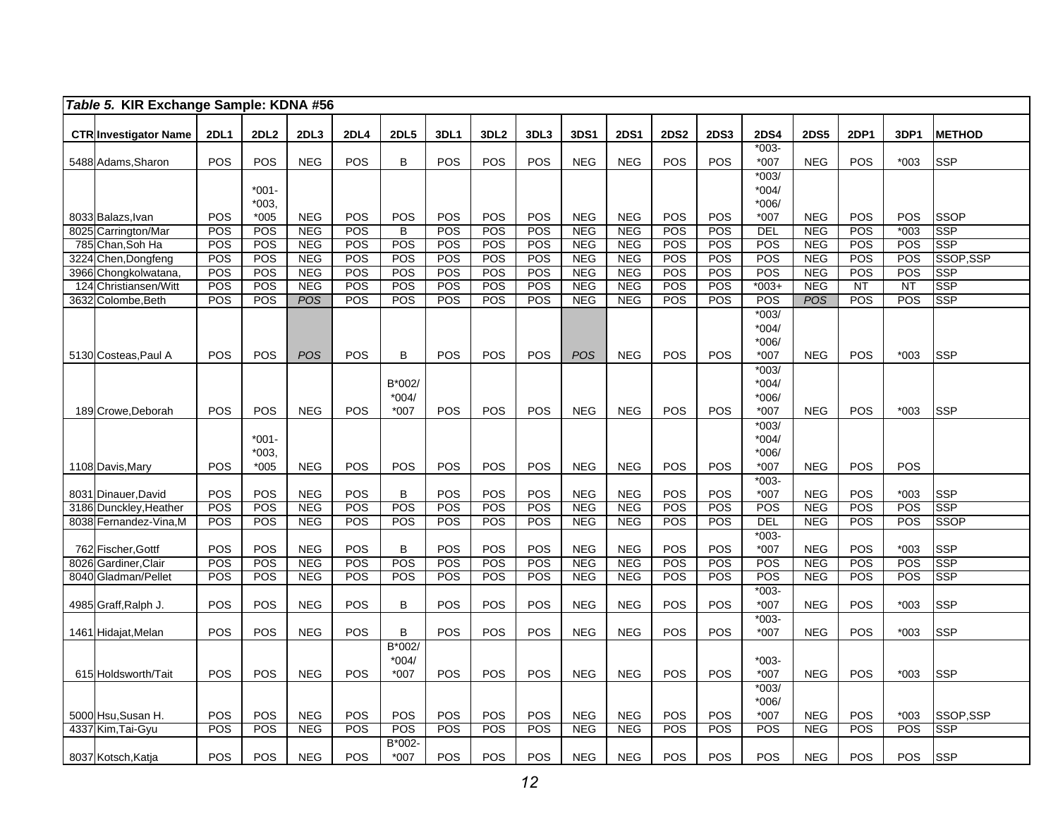*Table 5.* **KIR Exchange Sample: KDNA #56**

| CTR | Investigator Name | 2DL1 | 2DL2 | 2DL3 | 2DL4 | 2DL5 | 3DL1 | 3DL2 | 3DL3 | 3DS1 | 2DS1 | 2DS2 | 2DS3 | 2DS4 | 2DS5 | 2DP1 | 3DP1 | METHOD |
|---|---|---|---|---|---|---|---|---|---|---|---|---|---|---|---|---|---|---|
| 5488 | Adams,Sharon | POS | POS | NEG | POS | B | POS | POS | POS | NEG | NEG | POS | POS | *003-*007 | NEG | POS | *003 | SSP |
| 8033 | Balazs,Ivan | POS | *001-*003, *005 | NEG | POS | POS | POS | POS | POS | NEG | NEG | POS | POS | *003/ *004/ *006/ *007 | NEG | POS | POS | SSOP |
| 8025 | Carrington/Mar | POS | POS | NEG | POS | B | POS | POS | POS | NEG | NEG | POS | POS | DEL | NEG | POS | *003 | SSP |
| 785 | Chan,Soh Ha | POS | POS | NEG | POS | POS | POS | POS | POS | NEG | NEG | POS | POS | POS | NEG | POS | POS | SSP |
| 3224 | Chen,Dongfeng | POS | POS | NEG | POS | POS | POS | POS | POS | NEG | NEG | POS | POS | POS | NEG | POS | POS | SSOP,SSP |
| 3966 | Chongkolwatana, | POS | POS | NEG | POS | POS | POS | POS | POS | NEG | NEG | POS | POS | POS | NEG | POS | POS | SSP |
| 124 | Christiansen/Witt | POS | POS | NEG | POS | POS | POS | POS | POS | NEG | NEG | POS | POS | *003+ | NEG | NT | NT | SSP |
| 3632 | Colombe,Beth | POS | POS | *POS* | POS | POS | POS | POS | POS | NEG | NEG | POS | POS | POS | *POS* | POS | POS | SSP |
| 5130 | Costeas,Paul A | POS | POS | *POS* | POS | B | POS | POS | POS | *POS* | NEG | POS | POS | *003/ *004/ *006/ *007 | NEG | POS | *003 | SSP |
| 189 | Crowe,Deborah | POS | POS | NEG | POS | B*002/ *004/ *007 | POS | POS | POS | NEG | NEG | POS | POS | *003/ *004/ *006/ *007 | NEG | POS | *003 | SSP |
| 1108 | Davis,Mary | POS | *001-*003, *005 | NEG | POS | POS | POS | POS | POS | NEG | NEG | POS | POS | *003/ *004/ *006/ *007 | NEG | POS | POS | |
| 8031 | Dinauer,David | POS | POS | NEG | POS | B | POS | POS | POS | NEG | NEG | POS | POS | *003-*007 | NEG | POS | *003 | SSP |
| 3186 | Dunckley,Heather | POS | POS | NEG | POS | POS | POS | POS | POS | NEG | NEG | POS | POS | POS | NEG | POS | POS | SSP |
| 8038 | Fernandez-Vina,M | POS | POS | NEG | POS | POS | POS | POS | POS | NEG | NEG | POS | POS | DEL | NEG | POS | POS | SSOP |
| 762 | Fischer,Gottf | POS | POS | NEG | POS | B | POS | POS | POS | NEG | NEG | POS | POS | *003-*007 | NEG | POS | *003 | SSP |
| 8026 | Gardiner,Clair | POS | POS | NEG | POS | POS | POS | POS | POS | NEG | NEG | POS | POS | POS | NEG | POS | POS | SSP |
| 8040 | Gladman/Pellet | POS | POS | NEG | POS | POS | POS | POS | POS | NEG | NEG | POS | POS | POS | NEG | POS | POS | SSP |
| 4985 | Graff,Ralph J. | POS | POS | NEG | POS | B | POS | POS | POS | NEG | NEG | POS | POS | *003-*007 | NEG | POS | *003 | SSP |
| 1461 | Hidajat,Melan | POS | POS | NEG | POS | B | POS | POS | POS | NEG | NEG | POS | POS | *003-*007 | NEG | POS | *003 | SSP |
| 615 | Holdsworth/Tait | POS | POS | NEG | POS | B*002/ *004/ *007 | POS | POS | POS | NEG | NEG | POS | POS | *003-*007 | NEG | POS | *003 | SSP |
| 5000 | Hsu,Susan H. | POS | POS | NEG | POS | POS | POS | POS | POS | NEG | NEG | POS | POS | *003/ *006/ *007 | NEG | POS | *003 | SSOP,SSP |
| 4337 | Kim,Tai-Gyu | POS | POS | NEG | POS | POS | POS | POS | POS | NEG | NEG | POS | POS | POS | NEG | POS | POS | SSP |
| 8037 | Kotsch,Katja | POS | POS | NEG | POS | B*002-*007 | POS | POS | POS | NEG | NEG | POS | POS | POS | NEG | POS | POS | SSP |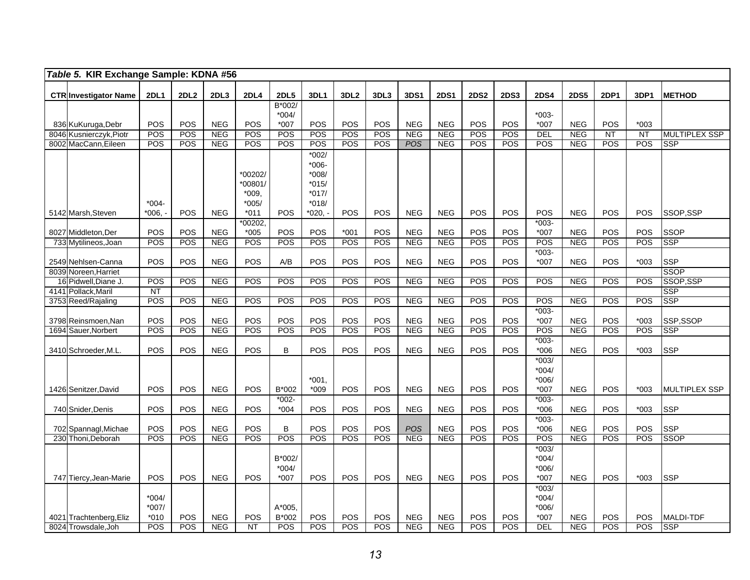| *Table 5.* **KIR Exchange Sample: KDNA #56** | | | | | | | | | | | | | | | | | | |
|---|---|---|---|---|---|---|---|---|---|---|---|---|---|---|---|---|---|---|
| **CTR** | **Investigator Name** | **2DL1** | **2DL2** | **2DL3** | **2DL4** | **2DL5** | **3DL1** | **3DL2** | **3DL3** | **3DS1** | **2DS1** | **2DS2** | **2DS3** | **2DS4** | **2DS5** | **2DP1** | **3DP1** | **METHOD** |
| 836 | KuKuruga,Debr | POS | POS | NEG | POS | B*002/ *004/ *007 | POS | POS | POS | NEG | NEG | POS | POS | *003- *007 | NEG | POS | *003 | |
| 8046 | Kusnierczyk,Piotr | POS | POS | NEG | POS | POS | POS | POS | POS | NEG | NEG | POS | POS | DEL | NEG | NT | NT | MULTIPLEX SSP |
| 8002 | MacCann,Eileen | POS | POS | NEG | POS | POS | POS | POS | POS | *POS* | NEG | POS | POS | POS | NEG | POS | POS | SSP |
| 5142 | Marsh,Steven | *004- *006, - | POS | NEG | *00202/ *00801/ *009, *005/ *011 | POS | *002/ *006- *008/ *015/ *017/ *018/ *020, - | POS | POS | NEG | NEG | POS | POS | POS | NEG | POS | POS | SSOP,SSP |
| 8027 | Middleton,Der | POS | POS | NEG | *00202, *005 | POS | POS | *001 | POS | NEG | NEG | POS | POS | *003- *007 | NEG | POS | POS | SSOP |
| 733 | Mytilineos,Joan | POS | POS | NEG | POS | POS | POS | POS | POS | NEG | NEG | POS | POS | POS | NEG | POS | POS | SSP |
| 2549 | Nehlsen-Canna | POS | POS | NEG | POS | A/B | POS | POS | POS | NEG | NEG | POS | POS | *003- *007 | NEG | POS | *003 | SSP |
| 8039 | Noreen,Harriet | | | | | | | | | | | | | | | | | SSOP |
| 16 | Pidwell,Diane J. | POS | POS | NEG | POS | POS | POS | POS | POS | NEG | NEG | POS | POS | POS | NEG | POS | POS | SSOP,SSP |
| 4141 | Pollack,Maril | NT | | | | | | | | | | | | | | | | SSP |
| 3753 | Reed/Rajaling | POS | POS | NEG | POS | POS | POS | POS | POS | NEG | NEG | POS | POS | POS | NEG | POS | POS | SSP |
| 3798 | Reinsmoen,Nan | POS | POS | NEG | POS | POS | POS | POS | POS | NEG | NEG | POS | POS | *003- *007 | NEG | POS | *003 | SSP,SSOP |
| 1694 | Sauer,Norbert | POS | POS | NEG | POS | POS | POS | POS | POS | NEG | NEG | POS | POS | POS | NEG | POS | POS | SSP |
| 3410 | Schroeder,M.L. | POS | POS | NEG | POS | B | POS | POS | POS | NEG | NEG | POS | POS | *003- *006 | NEG | POS | *003 | SSP |
| 1426 | Senitzer,David | POS | POS | NEG | POS | B*002 | *001, *009 | POS | POS | NEG | NEG | POS | POS | *003/ *004/ *006/ *007 | NEG | POS | *003 | MULTIPLEX SSP |
| 740 | Snider,Denis | POS | POS | NEG | POS | *002- *004 | POS | POS | POS | NEG | NEG | POS | POS | *003- *006 | NEG | POS | *003 | SSP |
| 702 | Spannagl,Michae | POS | POS | NEG | POS | B | POS | POS | POS | *POS* | NEG | POS | POS | *003- *006 | NEG | POS | POS | SSP |
| 230 | Thoni,Deborah | POS | POS | NEG | POS | POS | POS | POS | POS | NEG | NEG | POS | POS | POS | NEG | POS | POS | SSOP |
| 747 | Tiercy,Jean-Marie | POS | POS | NEG | POS | B*002/ *004/ *007 | POS | POS | POS | NEG | NEG | POS | POS | *003/ *004/ *006/ *007 | NEG | POS | *003 | SSP |
| 4021 | Trachtenberg,Eliz | *004/ *007/ *010 | POS | NEG | POS | A*005, B*002 | POS | POS | POS | NEG | NEG | POS | POS | *003/ *004/ *006/ *007 | NEG | POS | POS | MALDI-TDF |
| 8024 | Trowsdale,Joh | POS | POS | NEG | NT | POS | POS | POS | POS | NEG | NEG | POS | POS | DEL | NEG | POS | POS | SSP |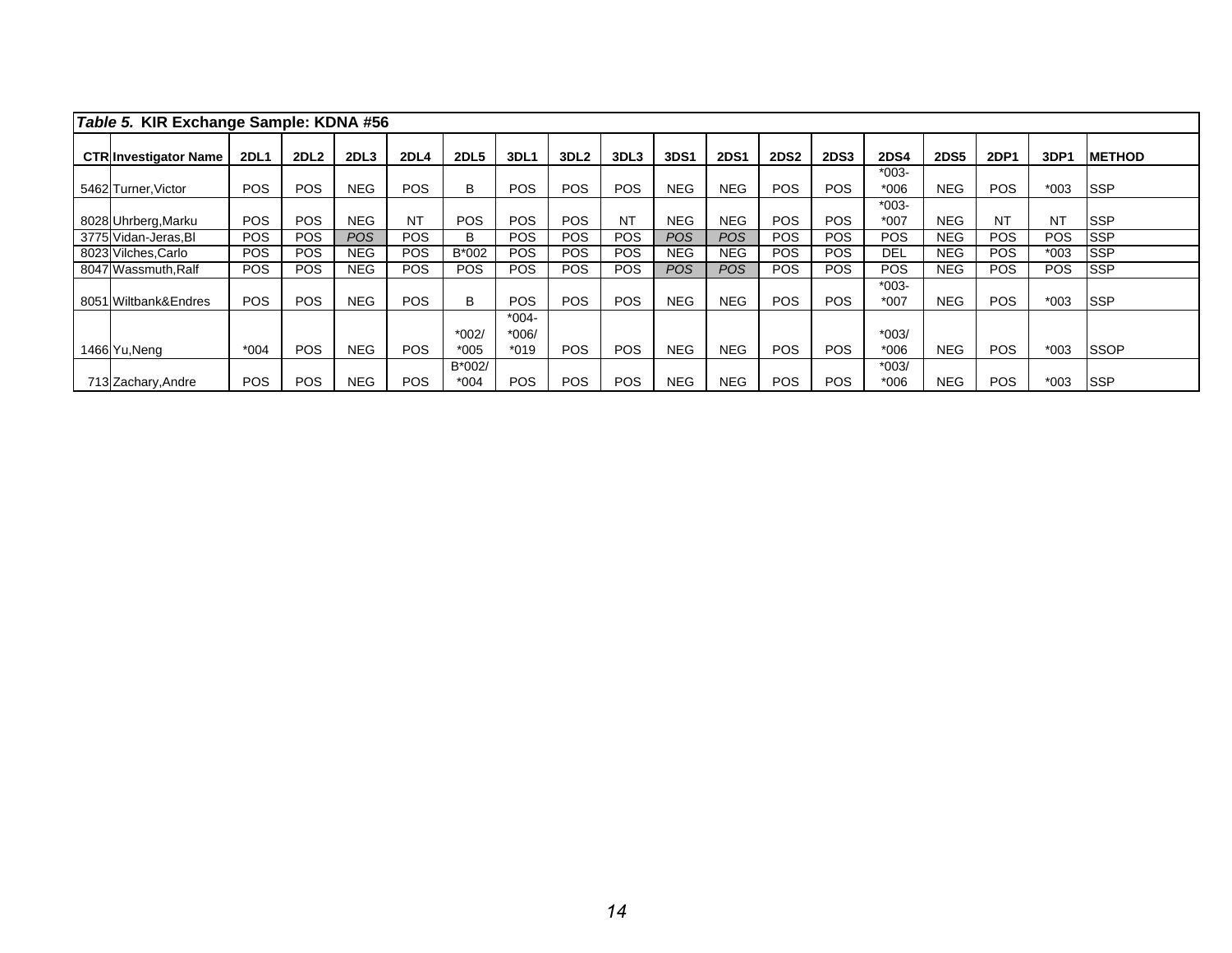| *Table 5.* KIR Exchange Sample: KDNA #56 | | | | | | | | | | | | | | | | | | | |
|---|---|---|---|---|---|---|---|---|---|---|---|---|---|---|---|---|---|---|---|
| **CTR** | **Investigator Name** | **2DL1** | **2DL2** | **2DL3** | **2DL4** | **2DL5** | **3DL1** | **3DL2** | **3DL3** | **3DS1** | **2DS1** | **2DS2** | **2DS3** | **2DS4** | **2DS5** | **2DP1** | **3DP1** | **METHOD** |
| 5462 | Turner,Victor | POS | POS | NEG | POS | B | POS | POS | POS | NEG | NEG | POS | POS | *003-*006 | NEG | POS | *003 | SSP |
| 8028 | Uhrberg,Marku | POS | POS | NEG | NT | POS | POS | POS | NT | NEG | NEG | POS | POS | *003-*007 | NEG | NT | NT | SSP |
| 3775 | Vidan-Jeras,Bl | POS | POS | *POS* | POS | B | POS | POS | POS | *POS* | *POS* | POS | POS | POS | NEG | POS | POS | SSP |
| 8023 | Vilches,Carlo | POS | POS | NEG | POS | B*002 | POS | POS | POS | NEG | NEG | POS | POS | DEL | NEG | POS | *003 | SSP |
| 8047 | Wassmuth,Ralf | POS | POS | NEG | POS | POS | POS | POS | POS | *POS* | *POS* | POS | POS | POS | NEG | POS | POS | SSP |
| 8051 | Wiltbank&Endres | POS | POS | NEG | POS | B | POS | POS | POS | NEG | NEG | POS | POS | *003-*007 | NEG | POS | *003 | SSP |
| 1466 | Yu,Neng | *004 | POS | NEG | POS | *002/*005 | *004-*006/*019 | POS | POS | NEG | NEG | POS | POS | *003/*006 | NEG | POS | *003 | SSOP |
| 713 | Zachary,Andre | POS | POS | NEG | POS | B*002/*004 | POS | POS | POS | NEG | NEG | POS | POS | *003/*006 | NEG | POS | *003 | SSP |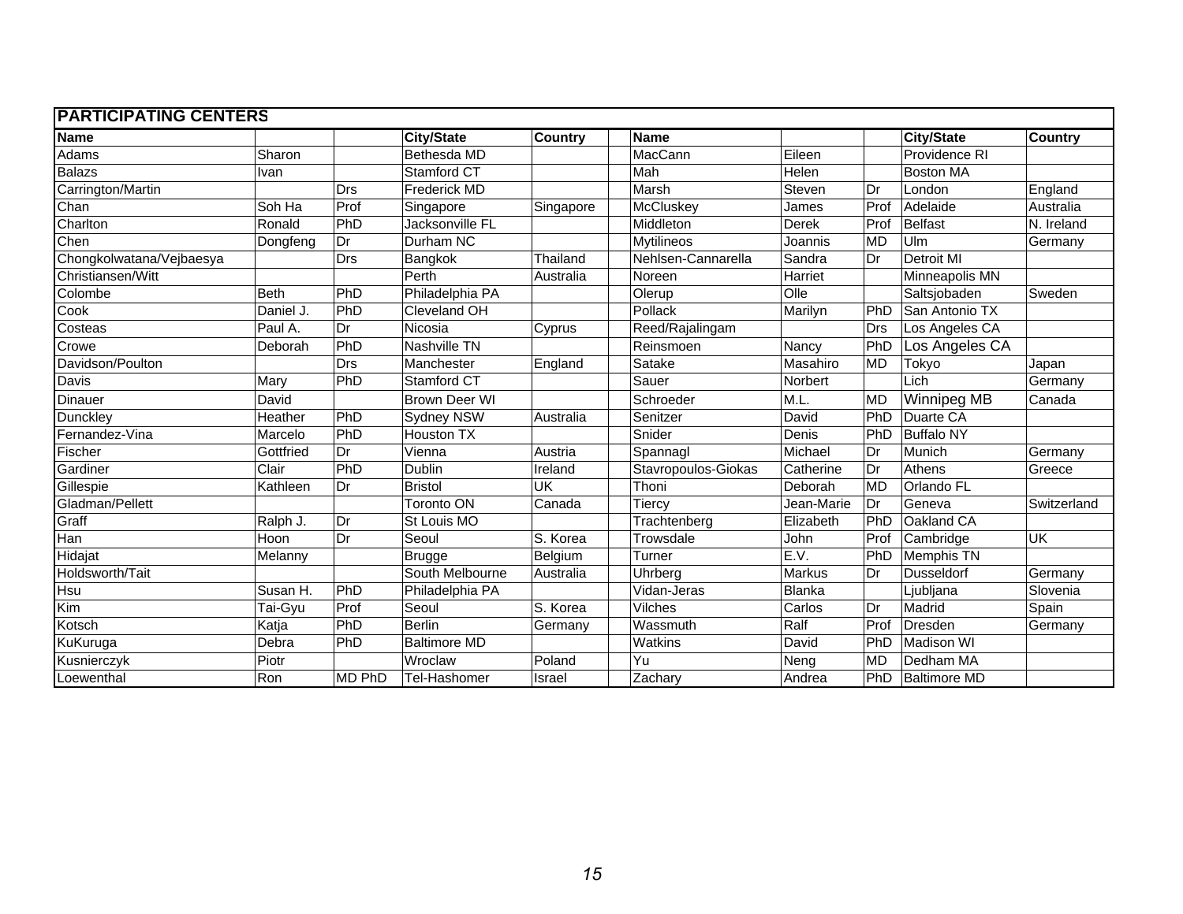## PARTICIPATING CENTERS

| Name | | | City/State | Country | | Name | | | City/State | Country |
|---|---|---|---|---|---|---|---|---|---|---|
| Adams | Sharon | | Bethesda MD | | | MacCann | Eileen | | Providence RI | |
| Balazs | Ivan | | Stamford CT | | | Mah | Helen | | Boston MA | |
| Carrington/Martin | | Drs | Frederick MD | | | Marsh | Steven | Dr | London | England |
| Chan | Soh Ha | Prof | Singapore | Singapore | | McCluskey | James | Prof | Adelaide | Australia |
| Charlton | Ronald | PhD | Jacksonville FL | | | Middleton | Derek | Prof | Belfast | N. Ireland |
| Chen | Dongfeng | Dr | Durham NC | | | Mytilineos | Joannis | MD | Ulm | Germany |
| Chongkolwatana/Vejbaesya | | Drs | Bangkok | Thailand | | Nehlsen-Cannarella | Sandra | Dr | Detroit MI | |
| Christiansen/Witt | | | Perth | Australia | | Noreen | Harriet | | Minneapolis MN | |
| Colombe | Beth | PhD | Philadelphia PA | | | Olerup | Olle | | Saltsjobaden | Sweden |
| Cook | Daniel J. | PhD | Cleveland OH | | | Pollack | Marilyn | PhD | San Antonio TX | |
| Costeas | Paul A. | Dr | Nicosia | Cyprus | | Reed/Rajalingam | | Drs | Los Angeles CA | |
| Crowe | Deborah | PhD | Nashville TN | | | Reinsmoen | Nancy | PhD | Los Angeles CA | |
| Davidson/Poulton | | Drs | Manchester | England | | Satake | Masahiro | MD | Tokyo | Japan |
| Davis | Mary | PhD | Stamford CT | | | Sauer | Norbert | | Lich | Germany |
| Dinauer | David | | Brown Deer WI | | | Schroeder | M.L. | MD | Winnipeg MB | Canada |
| Dunckley | Heather | PhD | Sydney NSW | Australia | | Senitzer | David | PhD | Duarte CA | |
| Fernandez-Vina | Marcelo | PhD | Houston TX | | | Snider | Denis | PhD | Buffalo NY | |
| Fischer | Gottfried | Dr | Vienna | Austria | | Spannagl | Michael | Dr | Munich | Germany |
| Gardiner | Clair | PhD | Dublin | Ireland | | Stavropoulos-Giokas | Catherine | Dr | Athens | Greece |
| Gillespie | Kathleen | Dr | Bristol | UK | | Thoni | Deborah | MD | Orlando FL | |
| Gladman/Pellett | | | Toronto ON | Canada | | Tiercy | Jean-Marie | Dr | Geneva | Switzerland |
| Graff | Ralph J. | Dr | St Louis MO | | | Trachtenberg | Elizabeth | PhD | Oakland CA | |
| Han | Hoon | Dr | Seoul | S. Korea | | Trowsdale | John | Prof | Cambridge | UK |
| Hidajat | Melanny | | Brugge | Belgium | | Turner | E.V. | PhD | Memphis TN | |
| Holdsworth/Tait | | | South Melbourne | Australia | | Uhrberg | Markus | Dr | Dusseldorf | Germany |
| Hsu | Susan H. | PhD | Philadelphia PA | | | Vidan-Jeras | Blanka | | Ljubljana | Slovenia |
| Kim | Tai-Gyu | Prof | Seoul | S. Korea | | Vilches | Carlos | Dr | Madrid | Spain |
| Kotsch | Katja | PhD | Berlin | Germany | | Wassmuth | Ralf | Prof | Dresden | Germany |
| KuKuruga | Debra | PhD | Baltimore MD | | | Watkins | David | PhD | Madison WI | |
| Kusnierczyk | Piotr | | Wroclaw | Poland | | Yu | Neng | MD | Dedham MA | |
| Loewenthal | Ron | MD PhD | Tel-Hashomer | Israel | | Zachary | Andrea | PhD | Baltimore MD | |